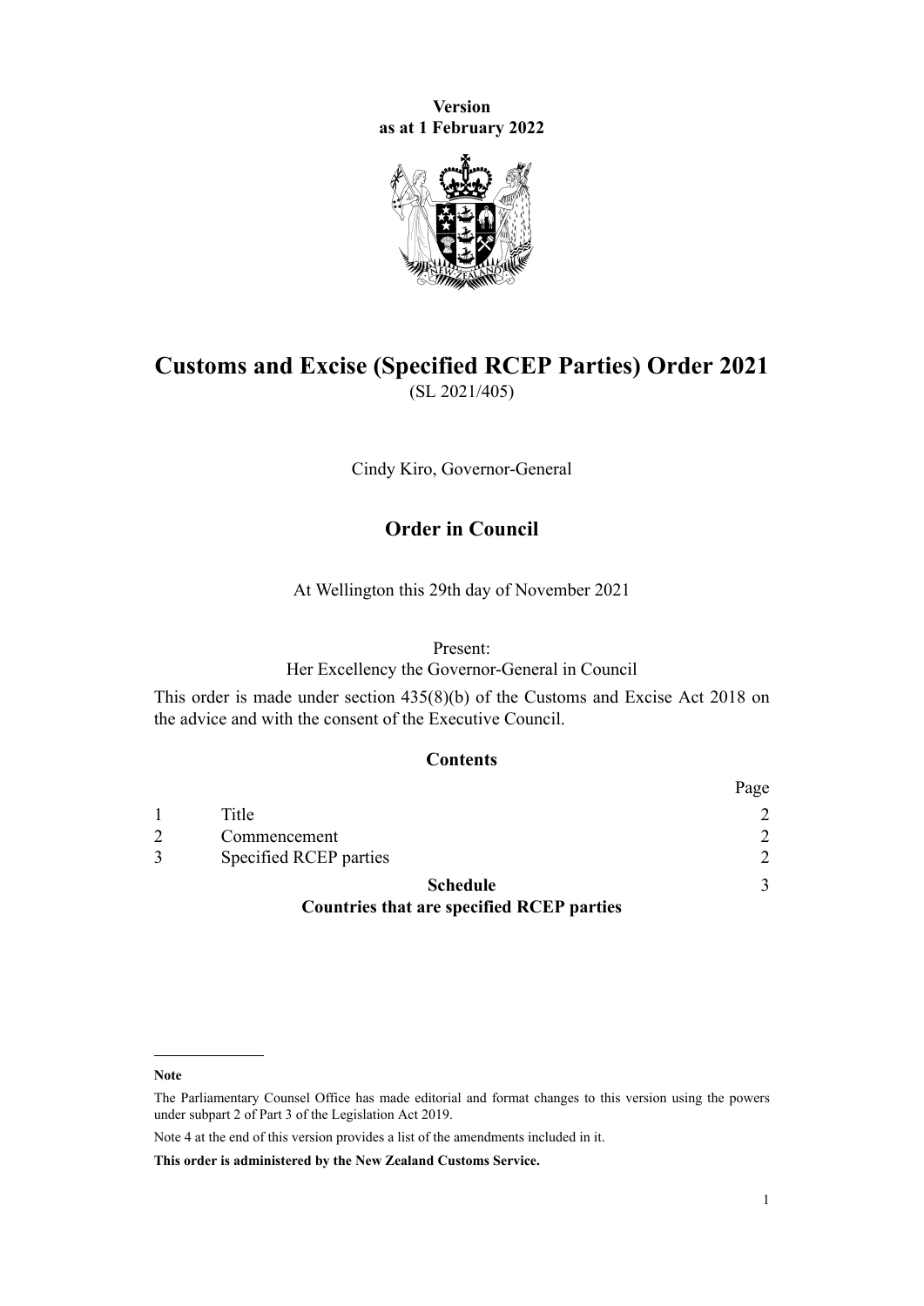**Version**
**as at 1 February 2022**

# Customs and Excise (Specified RCEP Parties) Order 2021

(SL 2021/405)

Cindy Kiro, Governor-General

## Order in Council

At Wellington this 29th day of November 2021

Present:
Her Excellency the Governor-General in Council

This order is made under section 435(8)(b) of the Customs and Excise Act 2018 on the advice and with the consent of the Executive Council.

### Contents

| | | Page |
|---|---|---|
| 1 | Title | 2 |
| 2 | Commencement | 2 |
| 3 | Specified RCEP parties | 2 |
| | **Schedule** **Countries that are specified RCEP parties** | 3 |

---

**Note**

The Parliamentary Counsel Office has made editorial and format changes to this version using the powers under subpart 2 of Part 3 of the Legislation Act 2019.

Note 4 at the end of this version provides a list of the amendments included in it.

**This order is administered by the New Zealand Customs Service.**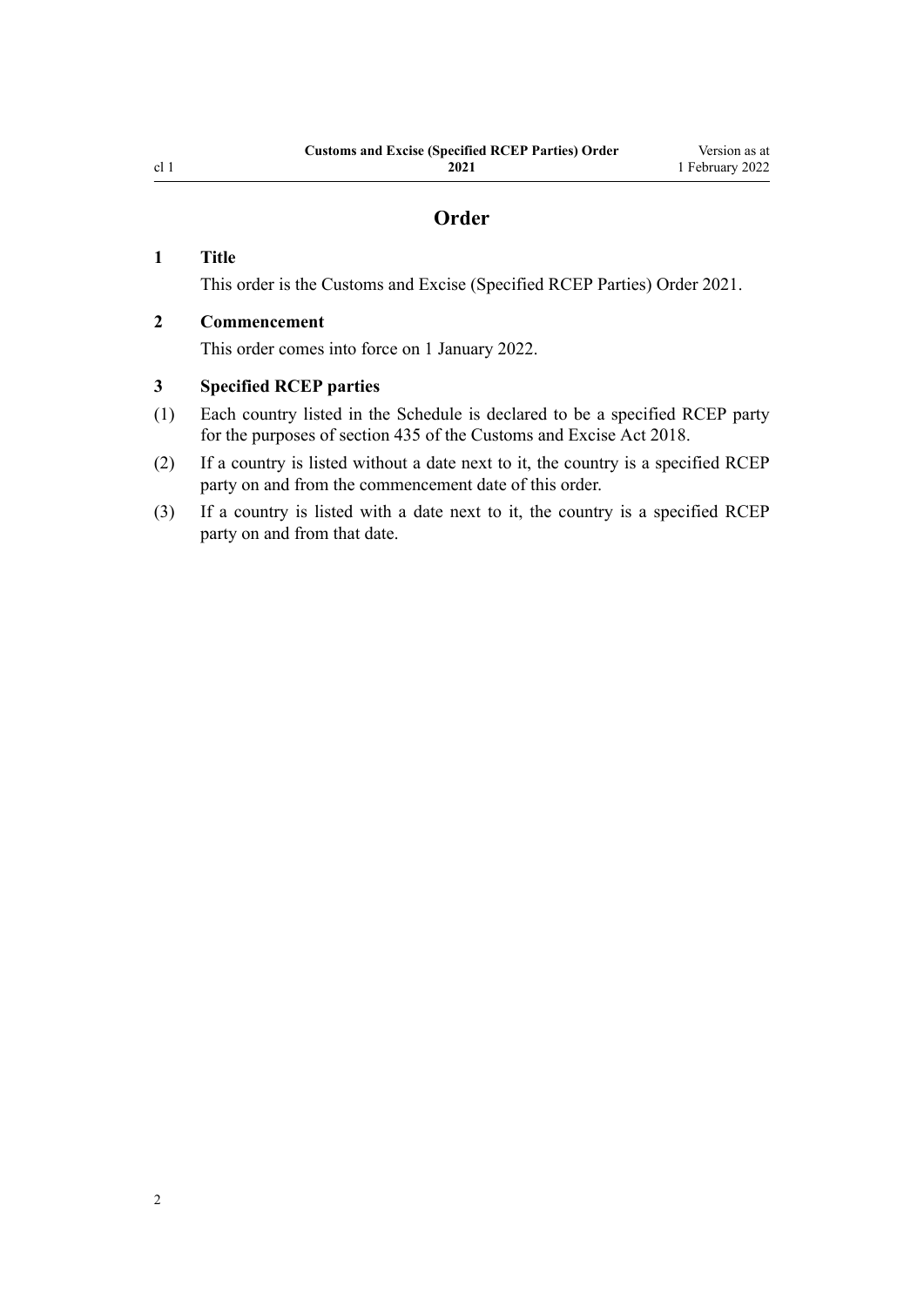# Order

## 1 Title

This order is the Customs and Excise (Specified RCEP Parties) Order 2021.

## 2 Commencement

This order comes into force on 1 January 2022.

## 3 Specified RCEP parties

(1) Each country listed in the Schedule is declared to be a specified RCEP party for the purposes of section 435 of the Customs and Excise Act 2018.

(2) If a country is listed without a date next to it, the country is a specified RCEP party on and from the commencement date of this order.

(3) If a country is listed with a date next to it, the country is a specified RCEP party on and from that date.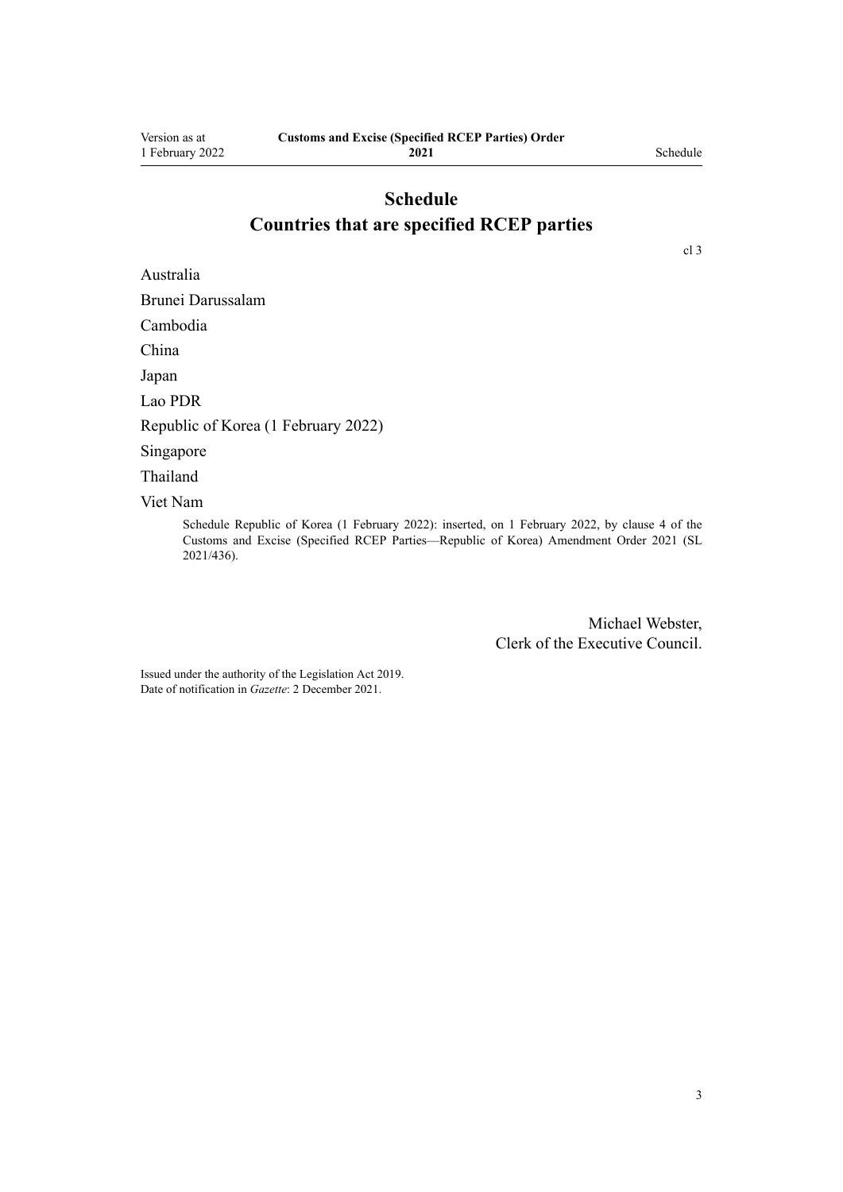# Schedule
# Countries that are specified RCEP parties

cl 3

Australia

Brunei Darussalam

Cambodia

China

Japan

Lao PDR

Republic of Korea (1 February 2022)

Singapore

Thailand

Viet Nam

Schedule Republic of Korea (1 February 2022): inserted, on 1 February 2022, by clause 4 of the Customs and Excise (Specified RCEP Parties—Republic of Korea) Amendment Order 2021 (SL 2021/436).

Michael Webster,
Clerk of the Executive Council.

Issued under the authority of the Legislation Act 2019.
Date of notification in *Gazette*: 2 December 2021.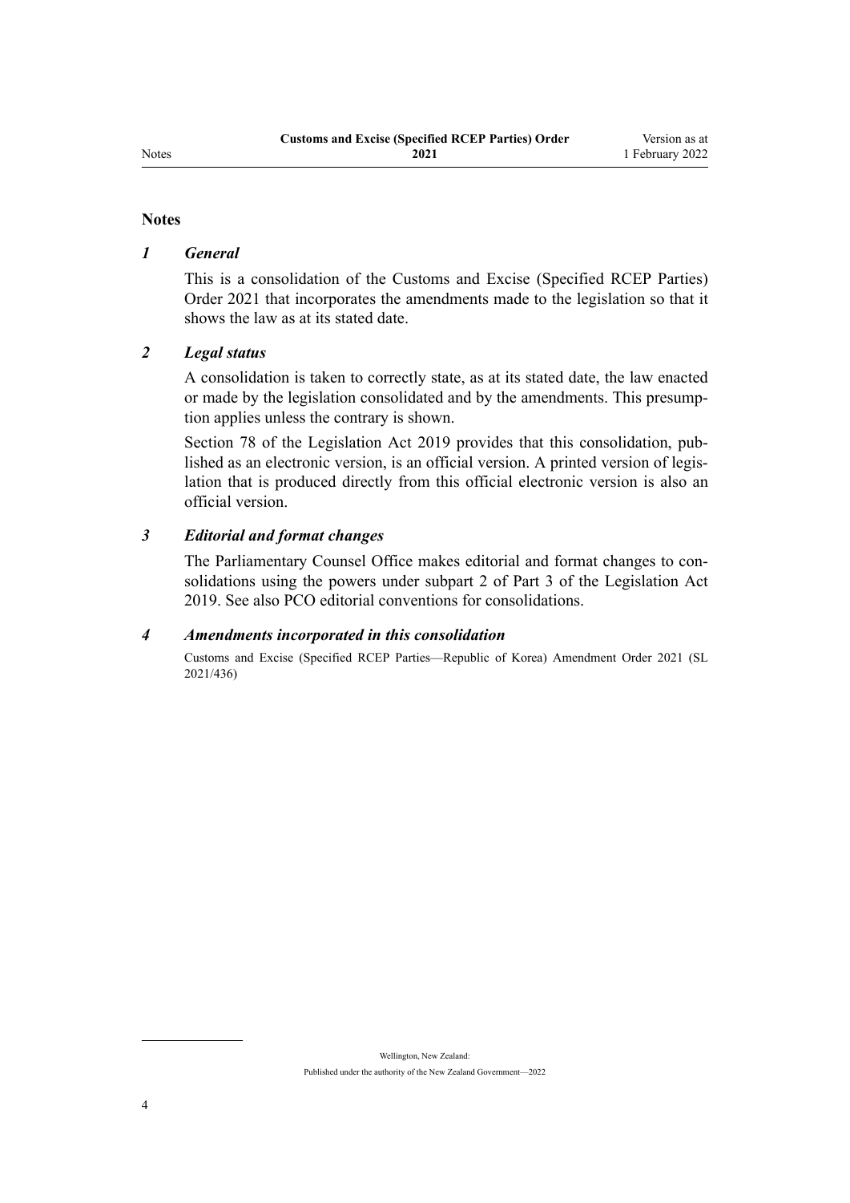## Notes

### *1 General*

This is a consolidation of the Customs and Excise (Specified RCEP Parties) Order 2021 that incorporates the amendments made to the legislation so that it shows the law as at its stated date.

### *2 Legal status*

A consolidation is taken to correctly state, as at its stated date, the law enacted or made by the legislation consolidated and by the amendments. This presumption applies unless the contrary is shown.

Section 78 of the Legislation Act 2019 provides that this consolidation, published as an electronic version, is an official version. A printed version of legislation that is produced directly from this official electronic version is also an official version.

### *3 Editorial and format changes*

The Parliamentary Counsel Office makes editorial and format changes to consolidations using the powers under subpart 2 of Part 3 of the Legislation Act 2019. See also PCO editorial conventions for consolidations.

### *4 Amendments incorporated in this consolidation*

Customs and Excise (Specified RCEP Parties—Republic of Korea) Amendment Order 2021 (SL 2021/436)

Wellington, New Zealand:

Published under the authority of the New Zealand Government—2022